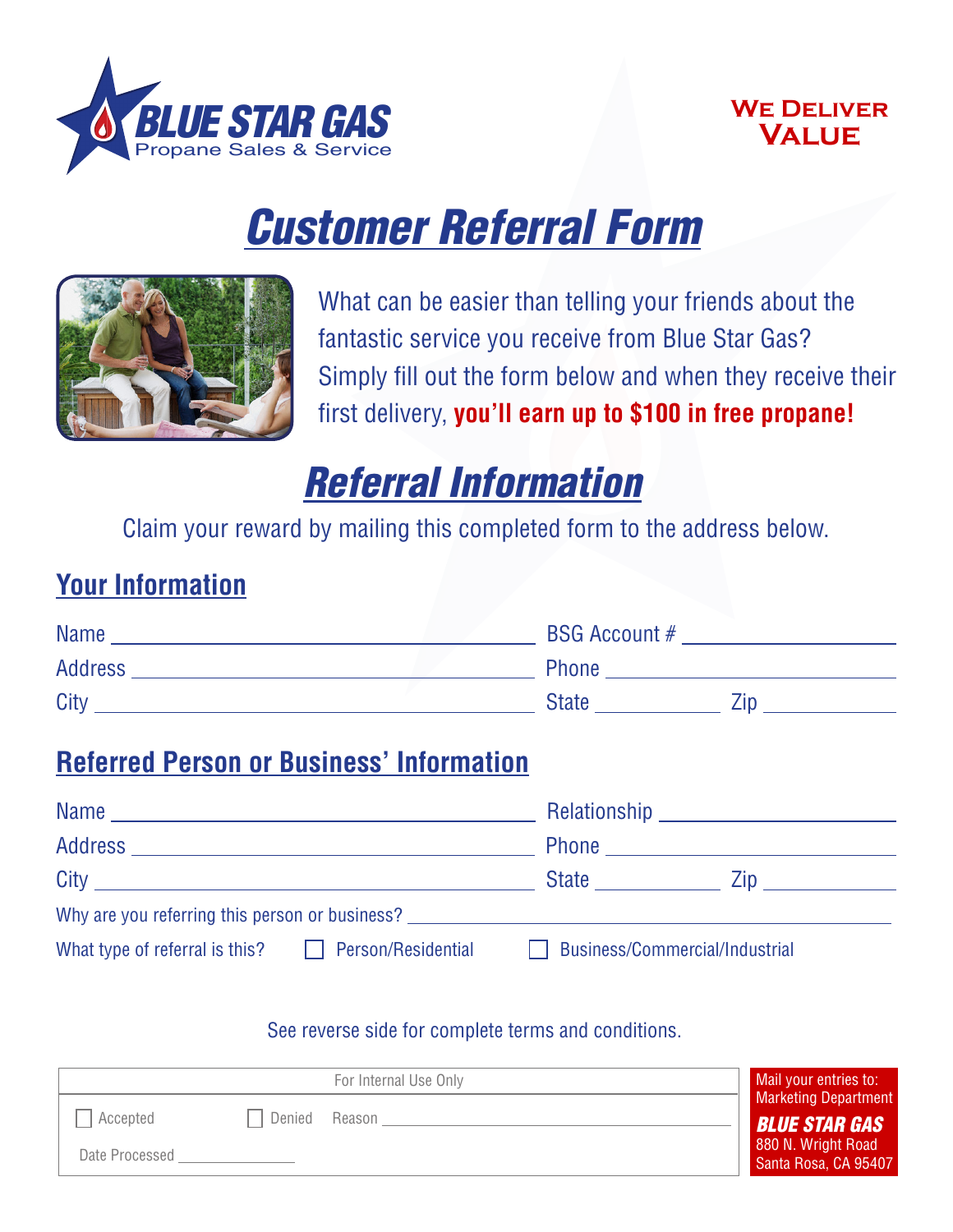**BLUE STAR GAS**
Propane Sales & Service

**We Deliver Value**

# Customer Referral Form

What can be easier than telling your friends about the fantastic service you receive from Blue Star Gas? Simply fill out the form below and when they receive their first delivery, **you'll earn up to $100 in free propane!**

## Referral Information

Claim your reward by mailing this completed form to the address below.

### Your Information

Name ______________________ BSG Account # ______________

Address ______________________ Phone ______________

City ______________________ State __________ Zip __________

### Referred Person or Business' Information

Name ______________________ Relationship ______________

Address ______________________ Phone ______________

City ______________________ State __________ Zip __________

Why are you referring this person or business? ______________________

What type of referral is this? ☐ Person/Residential ☐ Business/Commercial/Industrial

See reverse side for complete terms and conditions.

| For Internal Use Only | | |
|---|---|---|
| ☐ Accepted | ☐ Denied | Reason ______________ |
| Date Processed ______________ | | |

Mail your entries to:
Marketing Department
**BLUE STAR GAS**
880 N. Wright Road
Santa Rosa, CA 95407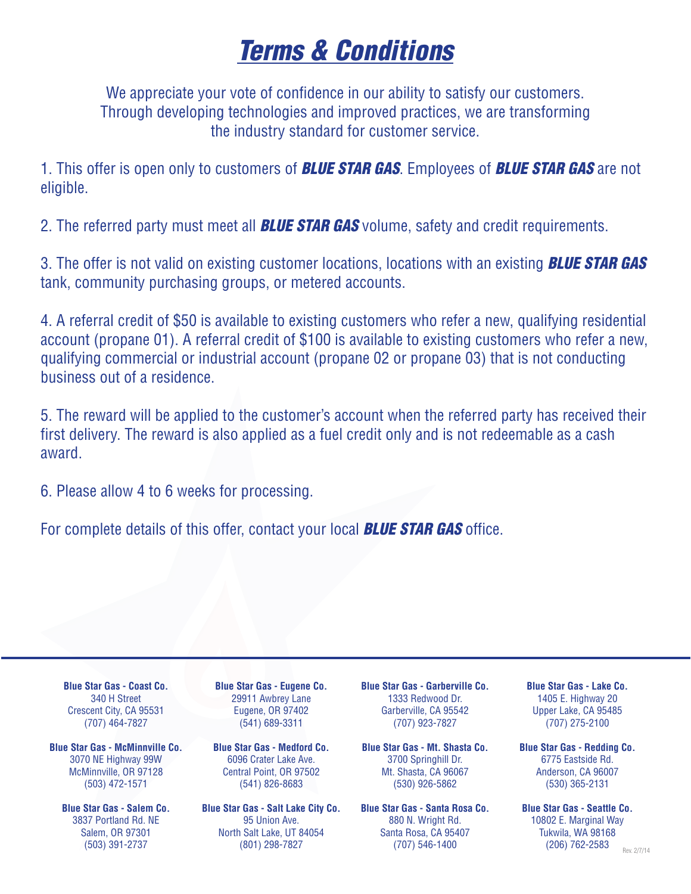# ***Terms & Conditions***

We appreciate your vote of confidence in our ability to satisfy our customers. Through developing technologies and improved practices, we are transforming the industry standard for customer service.

1. This offer is open only to customers of ***BLUE STAR GAS***. Employees of ***BLUE STAR GAS*** are not eligible.

2. The referred party must meet all ***BLUE STAR GAS*** volume, safety and credit requirements.

3. The offer is not valid on existing customer locations, locations with an existing ***BLUE STAR GAS*** tank, community purchasing groups, or metered accounts.

4. A referral credit of $50 is available to existing customers who refer a new, qualifying residential account (propane 01). A referral credit of $100 is available to existing customers who refer a new, qualifying commercial or industrial account (propane 02 or propane 03) that is not conducting business out of a residence.

5. The reward will be applied to the customer's account when the referred party has received their first delivery. The reward is also applied as a fuel credit only and is not redeemable as a cash award.

6. Please allow 4 to 6 weeks for processing.

For complete details of this offer, contact your local ***BLUE STAR GAS*** office.

---

**Blue Star Gas - Coast Co.**
340 H Street
Crescent City, CA 95531
(707) 464-7827

**Blue Star Gas - Eugene Co.**
29911 Awbrey Lane
Eugene, OR 97402
(541) 689-3311

**Blue Star Gas - Garberville Co.**
1333 Redwood Dr.
Garberville, CA 95542
(707) 923-7827

**Blue Star Gas - Lake Co.**
1405 E. Highway 20
Upper Lake, CA 95485
(707) 275-2100

**Blue Star Gas - McMinnville Co.**
3070 NE Highway 99W
McMinnville, OR 97128
(503) 472-1571

**Blue Star Gas - Medford Co.**
6096 Crater Lake Ave.
Central Point, OR 97502
(541) 826-8683

**Blue Star Gas - Mt. Shasta Co.**
3700 Springhill Dr.
Mt. Shasta, CA 96067
(530) 926-5862

**Blue Star Gas - Redding Co.**
6775 Eastside Rd.
Anderson, CA 96007
(530) 365-2131

**Blue Star Gas - Salem Co.**
3837 Portland Rd. NE
Salem, OR 97301
(503) 391-2737

**Blue Star Gas - Salt Lake City Co.**
95 Union Ave.
North Salt Lake, UT 84054
(801) 298-7827

**Blue Star Gas - Santa Rosa Co.**
880 N. Wright Rd.
Santa Rosa, CA 95407
(707) 546-1400

**Blue Star Gas - Seattle Co.**
10802 E. Marginal Way
Tukwila, WA 98168
(206) 762-2583

Rev. 2/7/14